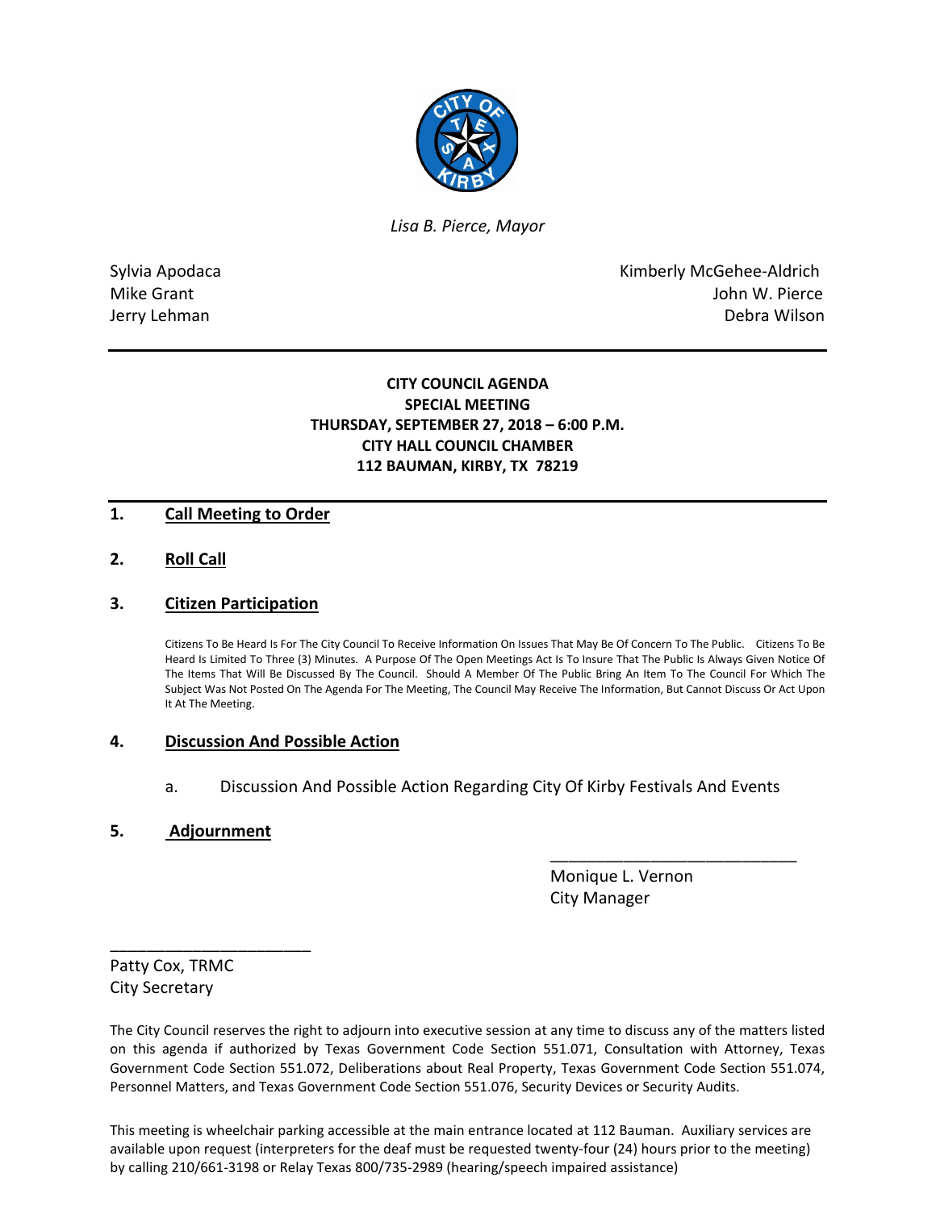*Lisa B. Pierce, Mayor*

Sylvia Apodaca
Mike Grant
Jerry Lehman

Kimberly McGehee-Aldrich
John W. Pierce
Debra Wilson

---

**CITY COUNCIL AGENDA**
**SPECIAL MEETING**
**THURSDAY, SEPTEMBER 27, 2018 – 6:00 P.M.**
**CITY HALL COUNCIL CHAMBER**
**112 BAUMAN, KIRBY, TX 78219**

---

## 1. Call Meeting to Order

## 2. Roll Call

## 3. Citizen Participation

Citizens To Be Heard Is For The City Council To Receive Information On Issues That May Be Of Concern To The Public. Citizens To Be Heard Is Limited To Three (3) Minutes. A Purpose Of The Open Meetings Act Is To Insure That The Public Is Always Given Notice Of The Items That Will Be Discussed By The Council. Should A Member Of The Public Bring An Item To The Council For Which The Subject Was Not Posted On The Agenda For The Meeting, The Council May Receive The Information, But Cannot Discuss Or Act Upon It At The Meeting.

## 4. Discussion And Possible Action

a. Discussion And Possible Action Regarding City Of Kirby Festivals And Events

## 5. Adjournment

\_\_\_\_\_\_\_\_\_\_\_\_\_\_\_\_\_\_\_\_\_\_\_\_\_\_\_\_
Monique L. Vernon
City Manager

\_\_\_\_\_\_\_\_\_\_\_\_\_\_\_\_\_\_\_\_\_\_\_\_
Patty Cox, TRMC
City Secretary

The City Council reserves the right to adjourn into executive session at any time to discuss any of the matters listed on this agenda if authorized by Texas Government Code Section 551.071, Consultation with Attorney, Texas Government Code Section 551.072, Deliberations about Real Property, Texas Government Code Section 551.074, Personnel Matters, and Texas Government Code Section 551.076, Security Devices or Security Audits.

This meeting is wheelchair parking accessible at the main entrance located at 112 Bauman. Auxiliary services are available upon request (interpreters for the deaf must be requested twenty-four (24) hours prior to the meeting) by calling 210/661-3198 or Relay Texas 800/735-2989 (hearing/speech impaired assistance)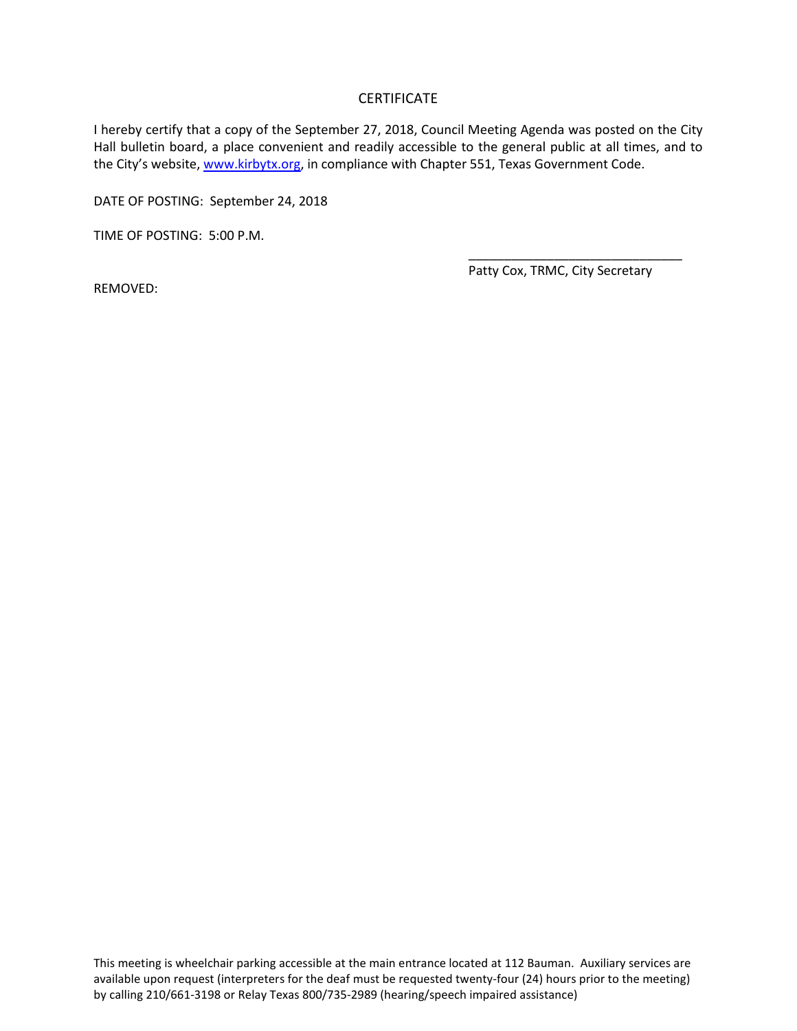# CERTIFICATE

I hereby certify that a copy of the September 27, 2018, Council Meeting Agenda was posted on the City Hall bulletin board, a place convenient and readily accessible to the general public at all times, and to the City's website, www.kirbytx.org, in compliance with Chapter 551, Texas Government Code.

DATE OF POSTING: September 24, 2018

TIME OF POSTING: 5:00 P.M.

\_\_\_\_\_\_\_\_\_\_\_\_\_\_\_\_\_\_\_\_\_\_\_\_\_\_\_\_\_\_

Patty Cox, TRMC, City Secretary

REMOVED:

This meeting is wheelchair parking accessible at the main entrance located at 112 Bauman. Auxiliary services are available upon request (interpreters for the deaf must be requested twenty-four (24) hours prior to the meeting) by calling 210/661-3198 or Relay Texas 800/735-2989 (hearing/speech impaired assistance)